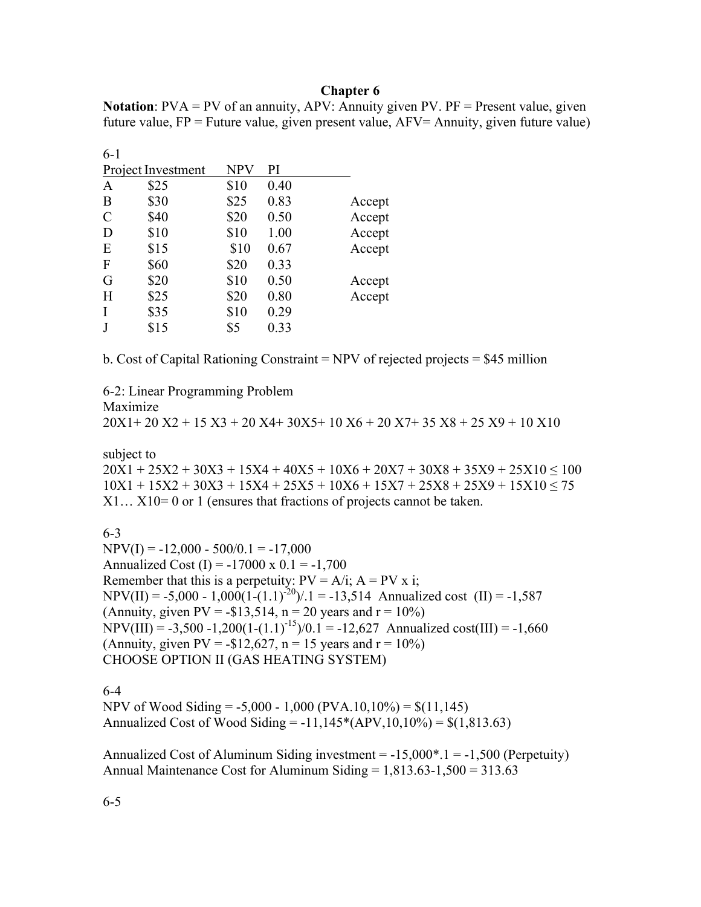# Chapter 6

**Notation**: PVA = PV of an annuity, APV: Annuity given PV. PF = Present value, given future value, FP = Future value, given present value, AFV= Annuity, given future value)

6-1

| Project | Investment | NPV | PI | |
|---|---|---|---|---|
| A | $25 | $10 | 0.40 | |
| B | $30 | $25 | 0.83 | Accept |
| C | $40 | $20 | 0.50 | Accept |
| D | $10 | $10 | 1.00 | Accept |
| E | $15 | $10 | 0.67 | Accept |
| F | $60 | $20 | 0.33 | |
| G | $20 | $10 | 0.50 | Accept |
| H | $25 | $20 | 0.80 | Accept |
| I | $35 | $10 | 0.29 | |
| J | $15 | $5 | 0.33 | |

b. Cost of Capital Rationing Constraint = NPV of rejected projects = $45 million

6-2: Linear Programming Problem

Maximize

$20X1 + 20X2 + 15X3 + 20X4 + 30X5 + 10X6 + 20X7 + 35X8 + 25X9 + 10X10$

subject to

$20X1 + 25X2 + 30X3 + 15X4 + 40X5 + 10X6 + 20X7 + 30X8 + 35X9 + 25X10 \leq 100$

$10X1 + 15X2 + 30X3 + 15X4 + 25X5 + 10X6 + 15X7 + 25X8 + 25X9 + 15X10 \leq 75$

X1… X10= 0 or 1 (ensures that fractions of projects cannot be taken.

6-3

NPV(I) = -12,000 - 500/0.1 = -17,000

Annualized Cost (I) = -17000 x 0.1 = -1,700

Remember that this is a perpetuity: PV = A/i; A = PV x i;

NPV(II) = -5,000 - 1,000$(1-(1.1)^{-20})$/.1 = -13,514 Annualized cost (II) = -1,587

(Annuity, given PV = -$13,514, n = 20 years and r = 10%)

NPV(III) = -3,500 -1,200$(1-(1.1)^{-15})$/0.1 = -12,627 Annualized cost(III) = -1,660

(Annuity, given PV = -$12,627, n = 15 years and r = 10%)

CHOOSE OPTION II (GAS HEATING SYSTEM)

6-4

NPV of Wood Siding = -5,000 - 1,000 (PVA.10,10%) = $(11,145)

Annualized Cost of Wood Siding = -11,145*(APV,10,10%) = $(1,813.63)

Annualized Cost of Aluminum Siding investment = -15,000*.1 = -1,500 (Perpetuity)

Annual Maintenance Cost for Aluminum Siding = 1,813.63-1,500 = 313.63

6-5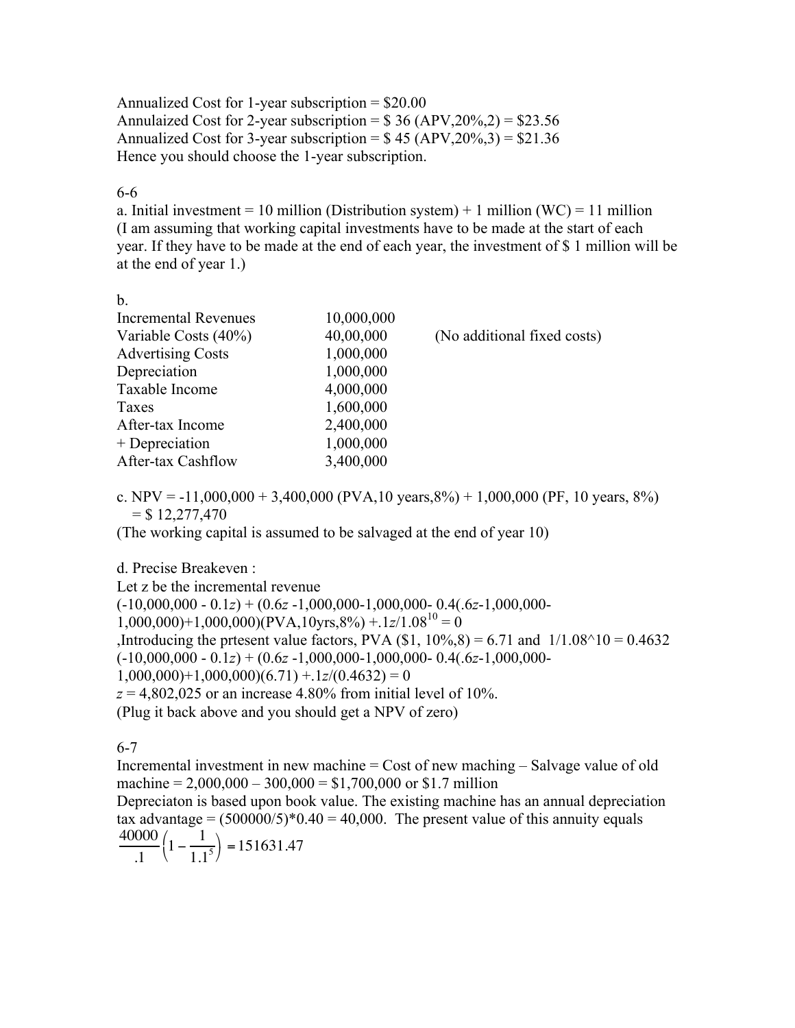Annualized Cost for 1-year subscription = $20.00
Annulaized Cost for 2-year subscription = $ 36 (APV,20%,2) = $23.56
Annualized Cost for 3-year subscription = $ 45 (APV,20%,3) = $21.36
Hence you should choose the 1-year subscription.

6-6

a. Initial investment = 10 million (Distribution system) + 1 million (WC) = 11 million
(I am assuming that working capital investments have to be made at the start of each year. If they have to be made at the end of each year, the investment of $ 1 million will be at the end of year 1.)

b.

| | | |
|---|---|---|
| Incremental Revenues | 10,000,000 | |
| Variable Costs (40%) | 40,00,000 | (No additional fixed costs) |
| Advertising Costs | 1,000,000 | |
| Depreciation | 1,000,000 | |
| Taxable Income | 4,000,000 | |
| Taxes | 1,600,000 | |
| After-tax Income | 2,400,000 | |
| + Depreciation | 1,000,000 | |
| After-tax Cashflow | 3,400,000 | |

c. NPV = -11,000,000 + 3,400,000 (PVA,10 years,8%) + 1,000,000 (PF, 10 years, 8%)
= $ 12,277,470
(The working capital is assumed to be salvaged at the end of year 10)

d. Precise Breakeven :
Let z be the incremental revenue

$(-10{,}000{,}000 - 0.1z) + (0.6z - 1{,}000{,}000 - 1{,}000{,}000 - 0.4(.6z - 1{,}000{,}000 - 1{,}000{,}000) + 1{,}000{,}000)(PVA{,}10yrs{,}8\%) + .1z/1.08^{10} = 0$

,Introducing the prtesent value factors, PVA ($1, 10%,8) = 6.71 and 1/1.08^10 = 0.4632

$(-10{,}000{,}000 - 0.1z) + (0.6z - 1{,}000{,}000 - 1{,}000{,}000 - 0.4(.6z - 1{,}000{,}000 - 1{,}000{,}000) + 1{,}000{,}000)(6.71) + .1z/(0.4632) = 0$

$z = 4{,}802{,}025$ or an increase 4.80% from initial level of 10%.
(Plug it back above and you should get a NPV of zero)

6-7

Incremental investment in new machine = Cost of new maching – Salvage value of old machine = 2,000,000 – 300,000 = $1,700,000 or $1.7 million
Depreciaton is based upon book value. The existing machine has an annual depreciation tax advantage = (500000/5)*0.40 = 40,000. The present value of this annuity equals

$$\frac{40000}{.1}\left(1 - \frac{1}{1.1^5}\right) = 151631.47$$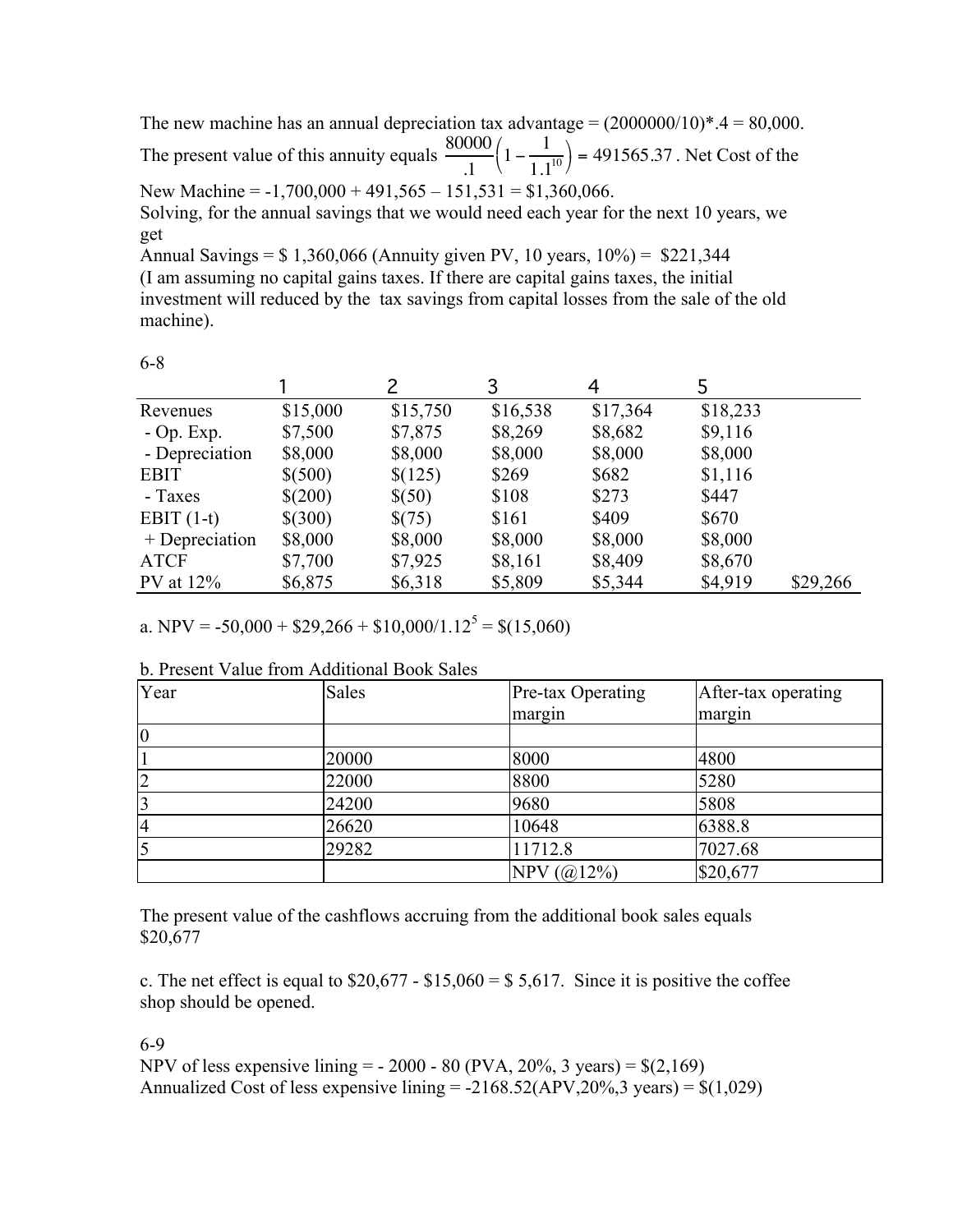The new machine has an annual depreciation tax advantage = (2000000/10)*.4 = 80,000. The present value of this annuity equals $\frac{80000}{.1}\left(1-\frac{1}{1.1^{10}}\right)$ = 491565.37 . Net Cost of the New Machine = -1,700,000 + 491,565 – 151,531 = $1,360,066.

Solving, for the annual savings that we would need each year for the next 10 years, we get

Annual Savings = $ 1,360,066 (Annuity given PV, 10 years, 10%) = $221,344

(I am assuming no capital gains taxes. If there are capital gains taxes, the initial investment will reduced by the tax savings from capital losses from the sale of the old machine).

6-8

| | 1 | 2 | 3 | 4 | 5 | |
|---|---|---|---|---|---|---|
| Revenues | $15,000 | $15,750 | $16,538 | $17,364 | $18,233 | |
| - Op. Exp. | $7,500 | $7,875 | $8,269 | $8,682 | $9,116 | |
| - Depreciation | $8,000 | $8,000 | $8,000 | $8,000 | $8,000 | |
| EBIT | $(500) | $(125) | $269 | $682 | $1,116 | |
| - Taxes | $(200) | $(50) | $108 | $273 | $447 | |
| EBIT (1-t) | $(300) | $(75) | $161 | $409 | $670 | |
| + Depreciation | $8,000 | $8,000 | $8,000 | $8,000 | $8,000 | |
| ATCF | $7,700 | $7,925 | $8,161 | $8,409 | $8,670 | |
| PV at 12% | $6,875 | $6,318 | $5,809 | $5,344 | $4,919 | $29,266 |

a. NPV = -50,000 + $29,266 + $10,000/1.12$^5$ = $(15,060)

b. Present Value from Additional Book Sales

| Year | Sales | Pre-tax Operating margin | After-tax operating margin |
|---|---|---|---|
| 0 | | | |
| 1 | 20000 | 8000 | 4800 |
| 2 | 22000 | 8800 | 5280 |
| 3 | 24200 | 9680 | 5808 |
| 4 | 26620 | 10648 | 6388.8 |
| 5 | 29282 | 11712.8 | 7027.68 |
| | | NPV (@12%) | $20,677 |

The present value of the cashflows accruing from the additional book sales equals $20,677

c. The net effect is equal to $20,677 - $15,060 = $ 5,617. Since it is positive the coffee shop should be opened.

6-9

NPV of less expensive lining = - 2000 - 80 (PVA, 20%, 3 years) = $(2,169)

Annualized Cost of less expensive lining = -2168.52(APV,20%,3 years) = $(1,029)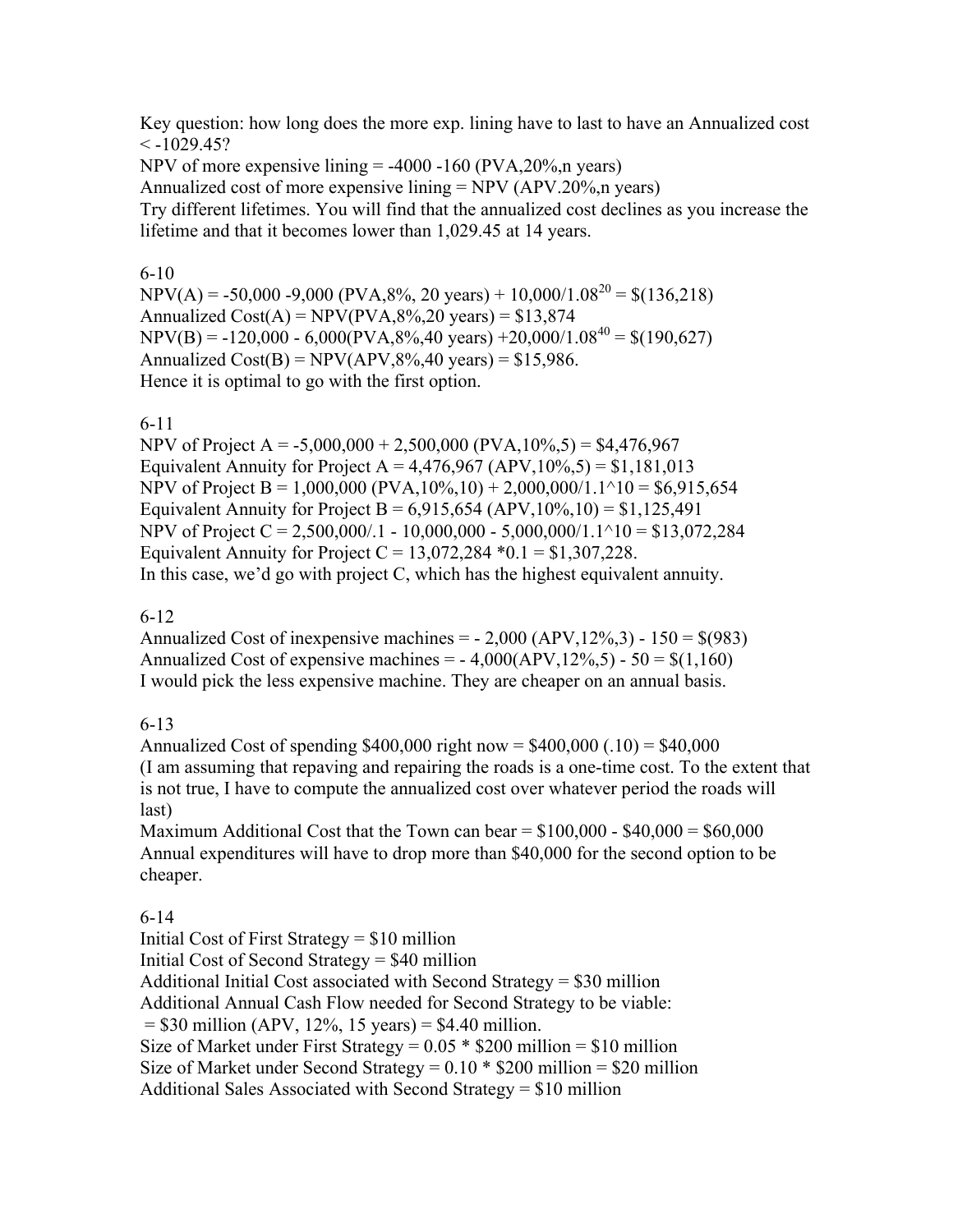Key question: how long does the more exp. lining have to last to have an Annualized cost < -1029.45?

NPV of more expensive lining = -4000 -160 (PVA,20%,n years)

Annualized cost of more expensive lining = NPV (APV.20%,n years)

Try different lifetimes. You will find that the annualized cost declines as you increase the lifetime and that it becomes lower than 1,029.45 at 14 years.

6-10

NPV(A) = -50,000 -9,000 (PVA,8%, 20 years) + $10{,}000/1.08^{20}$ = \$(136,218)

Annualized Cost(A) = NPV(PVA,8%,20 years) = \$13,874

NPV(B) = -120,000 - 6,000(PVA,8%,40 years) +$20{,}000/1.08^{40}$ = \$(190,627)

Annualized Cost(B) = NPV(APV,8%,40 years) = \$15,986.

Hence it is optimal to go with the first option.

6-11

NPV of Project A = -5,000,000 + 2,500,000 (PVA,10%,5) = \$4,476,967

Equivalent Annuity for Project A = 4,476,967 (APV,10%,5) = \$1,181,013

NPV of Project B = 1,000,000 (PVA,10%,10) + 2,000,000/1.1^10 = \$6,915,654

Equivalent Annuity for Project B = 6,915,654 (APV,10%,10) = \$1,125,491

NPV of Project C = 2,500,000/.1 - 10,000,000 - 5,000,000/1.1^10 = \$13,072,284

Equivalent Annuity for Project C = 13,072,284 *0.1 = \$1,307,228.

In this case, we'd go with project C, which has the highest equivalent annuity.

6-12

Annualized Cost of inexpensive machines = - 2,000 (APV,12%,3) - 150 = \$(983)

Annualized Cost of expensive machines = - 4,000(APV,12%,5) - 50 = \$(1,160)

I would pick the less expensive machine. They are cheaper on an annual basis.

6-13

Annualized Cost of spending \$400,000 right now = \$400,000 (.10) = \$40,000

(I am assuming that repaving and repairing the roads is a one-time cost. To the extent that is not true, I have to compute the annualized cost over whatever period the roads will last)

Maximum Additional Cost that the Town can bear = \$100,000 - \$40,000 = \$60,000

Annual expenditures will have to drop more than \$40,000 for the second option to be cheaper.

6-14

Initial Cost of First Strategy = \$10 million

Initial Cost of Second Strategy = \$40 million

Additional Initial Cost associated with Second Strategy = \$30 million

Additional Annual Cash Flow needed for Second Strategy to be viable:

= \$30 million (APV, 12%, 15 years) = \$4.40 million.

Size of Market under First Strategy = 0.05 * \$200 million = \$10 million

Size of Market under Second Strategy = 0.10 * \$200 million = \$20 million

Additional Sales Associated with Second Strategy = \$10 million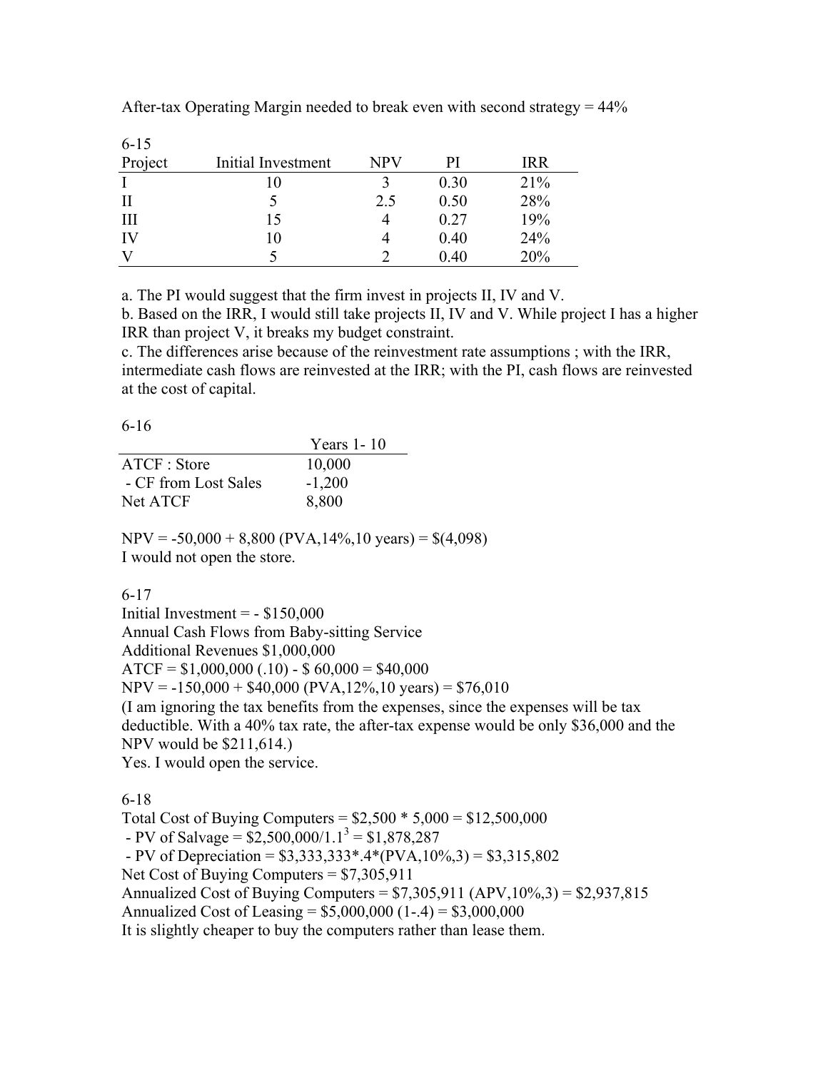After-tax Operating Margin needed to break even with second strategy = 44%

6-15

| Project | Initial Investment | NPV | PI | IRR |
|---|---|---|---|---|
| I | 10 | 3 | 0.30 | 21% |
| II | 5 | 2.5 | 0.50 | 28% |
| III | 15 | 4 | 0.27 | 19% |
| IV | 10 | 4 | 0.40 | 24% |
| V | 5 | 2 | 0.40 | 20% |

a. The PI would suggest that the firm invest in projects II, IV and V.
b. Based on the IRR, I would still take projects II, IV and V. While project I has a higher IRR than project V, it breaks my budget constraint.
c. The differences arise because of the reinvestment rate assumptions ; with the IRR, intermediate cash flows are reinvested at the IRR; with the PI, cash flows are reinvested at the cost of capital.

6-16

| | Years 1- 10 |
|---|---|
| ATCF : Store | 10,000 |
| - CF from Lost Sales | -1,200 |
| Net ATCF | 8,800 |

NPV = -50,000 + 8,800 (PVA,14%,10 years) = \$(4,098)
I would not open the store.

6-17
Initial Investment = - \$150,000
Annual Cash Flows from Baby-sitting Service
Additional Revenues \$1,000,000
ATCF = \$1,000,000 (.10) - \$ 60,000 = \$40,000
NPV = -150,000 + \$40,000 (PVA,12%,10 years) = \$76,010
(I am ignoring the tax benefits from the expenses, since the expenses will be tax deductible. With a 40% tax rate, the after-tax expense would be only \$36,000 and the NPV would be \$211,614.)
Yes. I would open the service.

6-18
Total Cost of Buying Computers = \$2,500 * 5,000 = \$12,500,000
 - PV of Salvage = \$2,500,000/$1.1^3$ = \$1,878,287
 - PV of Depreciation = \$3,333,333*.4*(PVA,10%,3) = \$3,315,802
Net Cost of Buying Computers = \$7,305,911
Annualized Cost of Buying Computers = \$7,305,911 (APV,10%,3) = \$2,937,815
Annualized Cost of Leasing = \$5,000,000 (1-.4) = \$3,000,000
It is slightly cheaper to buy the computers rather than lease them.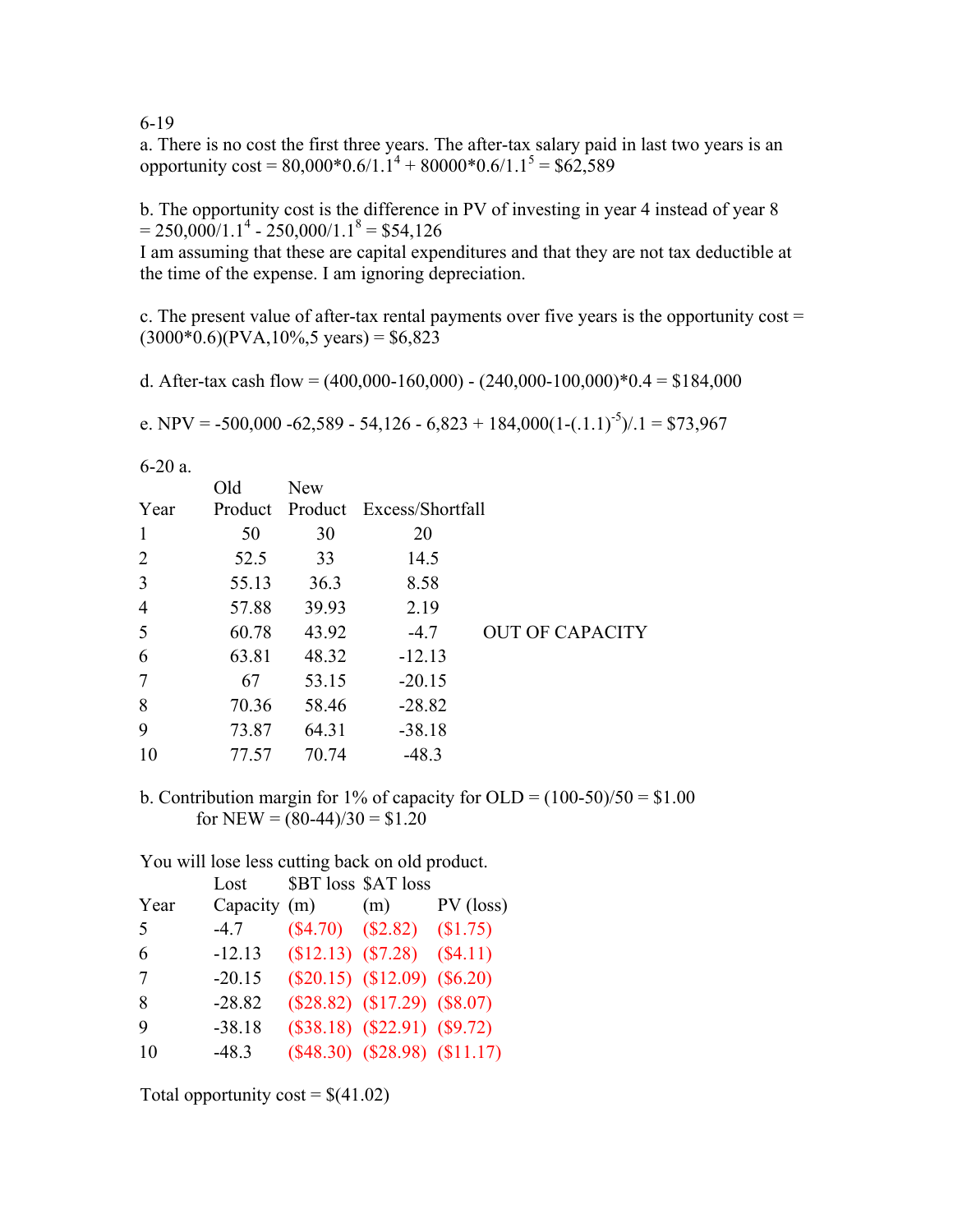6-19

a. There is no cost the first three years. The after-tax salary paid in last two years is an opportunity cost = $80{,}000*0.6/1.1^4 + 80000*0.6/1.1^5$ = $62,589

b. The opportunity cost is the difference in PV of investing in year 4 instead of year 8 = $250{,}000/1.1^4 - 250{,}000/1.1^8$ = $54,126
I am assuming that these are capital expenditures and that they are not tax deductible at the time of the expense. I am ignoring depreciation.

c. The present value of after-tax rental payments over five years is the opportunity cost = (3000*0.6)(PVA,10%,5 years) = $6,823

d. After-tax cash flow = (400,000-160,000) - (240,000-100,000)*0.4 = $184,000

e. NPV = $-500{,}000 - 62{,}589 - 54{,}126 - 6{,}823 + 184{,}000(1-(.1.1)^{-5})/.1$ = $73,967

6-20 a.

| Year | Old Product | New Product | Excess/Shortfall | |
|---|---|---|---|---|
| 1 | 50 | 30 | 20 | |
| 2 | 52.5 | 33 | 14.5 | |
| 3 | 55.13 | 36.3 | 8.58 | |
| 4 | 57.88 | 39.93 | 2.19 | |
| 5 | 60.78 | 43.92 | -4.7 | OUT OF CAPACITY |
| 6 | 63.81 | 48.32 | -12.13 | |
| 7 | 67 | 53.15 | -20.15 | |
| 8 | 70.36 | 58.46 | -28.82 | |
| 9 | 73.87 | 64.31 | -38.18 | |
| 10 | 77.57 | 70.74 | -48.3 | |

b. Contribution margin for 1% of capacity for OLD = (100-50)/50 = $1.00
for NEW = (80-44)/30 = $1.20

You will lose less cutting back on old product.

| Year | Lost Capacity | $BT loss (m) | $AT loss (m) | PV (loss) |
|---|---|---|---|---|
| 5 | -4.7 | ($4.70) | ($2.82) | ($1.75) |
| 6 | -12.13 | ($12.13) | ($7.28) | ($4.11) |
| 7 | -20.15 | ($20.15) | ($12.09) | ($6.20) |
| 8 | -28.82 | ($28.82) | ($17.29) | ($8.07) |
| 9 | -38.18 | ($38.18) | ($22.91) | ($9.72) |
| 10 | -48.3 | ($48.30) | ($28.98) | ($11.17) |

Total opportunity cost = $(41.02)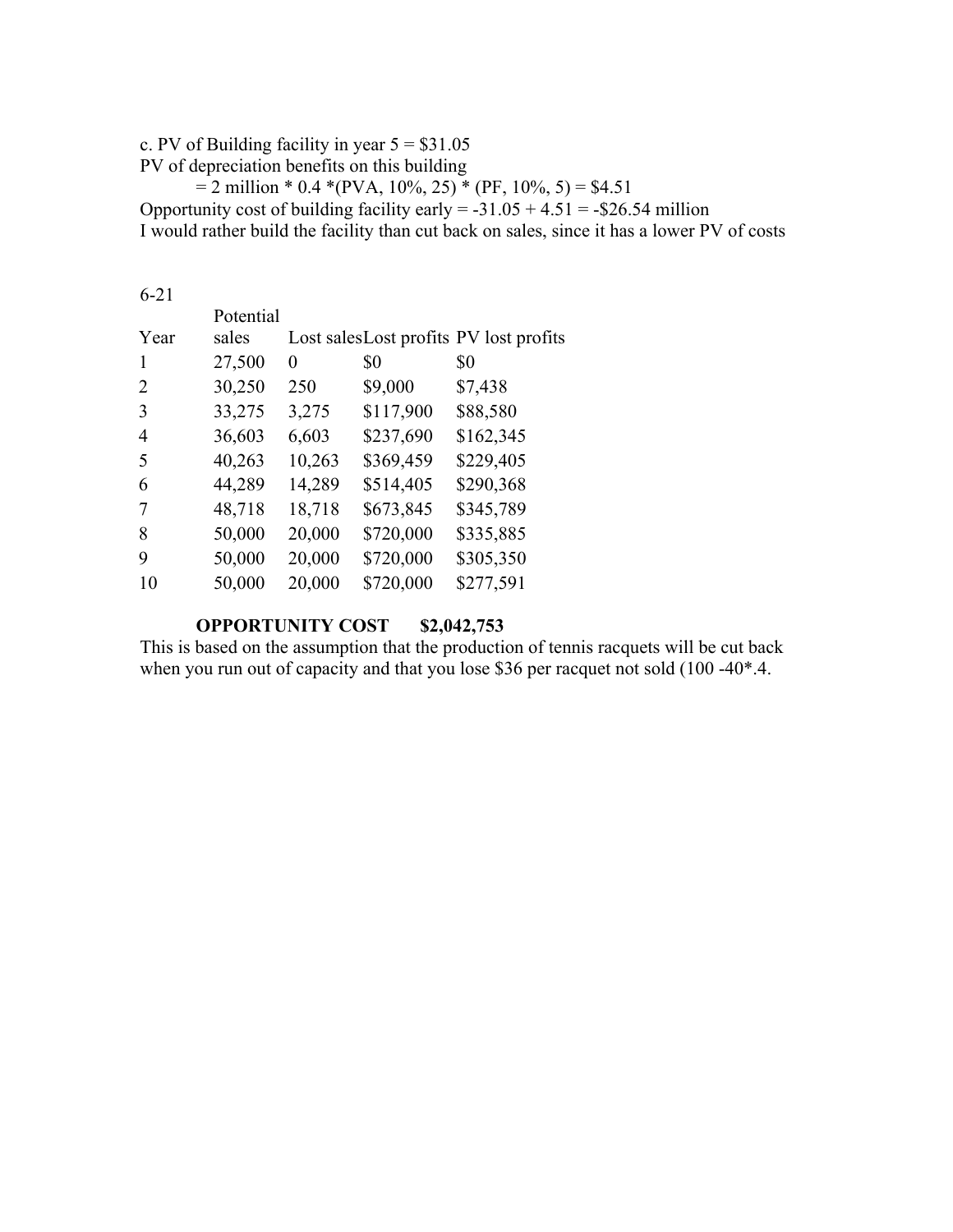c. PV of Building facility in year 5 = \$31.05

PV of depreciation benefits on this building

= 2 million * 0.4 *(PVA, 10%, 25) * (PF, 10%, 5) = \$4.51

Opportunity cost of building facility early = -31.05 + 4.51 = -\$26.54 million

I would rather build the facility than cut back on sales, since it has a lower PV of costs

6-21

| Year | Potential sales | Lost sales | Lost profits | PV lost profits |
|---|---|---|---|---|
| 1 | 27,500 | 0 | \$0 | \$0 |
| 2 | 30,250 | 250 | \$9,000 | \$7,438 |
| 3 | 33,275 | 3,275 | \$117,900 | \$88,580 |
| 4 | 36,603 | 6,603 | \$237,690 | \$162,345 |
| 5 | 40,263 | 10,263 | \$369,459 | \$229,405 |
| 6 | 44,289 | 14,289 | \$514,405 | \$290,368 |
| 7 | 48,718 | 18,718 | \$673,845 | \$345,789 |
| 8 | 50,000 | 20,000 | \$720,000 | \$335,885 |
| 9 | 50,000 | 20,000 | \$720,000 | \$305,350 |
| 10 | 50,000 | 20,000 | \$720,000 | \$277,591 |

**OPPORTUNITY COST \$2,042,753**

This is based on the assumption that the production of tennis racquets will be cut back when you run out of capacity and that you lose \$36 per racquet not sold (100 -40*.4.